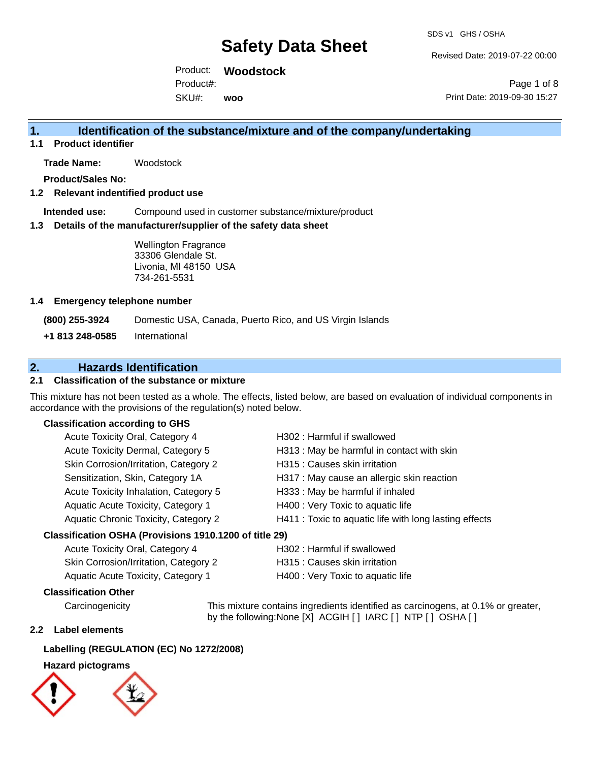# Safety Data Sheet

SDS v1 GHS / OSHA

Revised Date: 2019-07-22 00:00

Product: **Woodstock**

Product#:

SKU#: **woo**

Print Date: 2019-09-30 15:27

## 1. Identification of the substance/mixture and of the company/undertaking

### 1.1 Product identifier

**Trade Name:** Woodstock

**Product/Sales No:**

### 1.2 Relevant indentified product use

**Intended use:** Compound used in customer substance/mixture/product

### 1.3 Details of the manufacturer/supplier of the safety data sheet

Wellington Fragrance
33306 Glendale St.
Livonia, MI 48150 USA
734-261-5531

### 1.4 Emergency telephone number

**(800) 255-3924** Domestic USA, Canada, Puerto Rico, and US Virgin Islands

**+1 813 248-0585** International

## 2. Hazards Identification

### 2.1 Classification of the substance or mixture

This mixture has not been tested as a whole. The effects, listed below, are based on evaluation of individual components in accordance with the provisions of the regulation(s) noted below.

**Classification according to GHS**

| | |
|---|---|
| Acute Toxicity Oral, Category 4 | H302 : Harmful if swallowed |
| Acute Toxicity Dermal, Category 5 | H313 : May be harmful in contact with skin |
| Skin Corrosion/Irritation, Category 2 | H315 : Causes skin irritation |
| Sensitization, Skin, Category 1A | H317 : May cause an allergic skin reaction |
| Acute Toxicity Inhalation, Category 5 | H333 : May be harmful if inhaled |
| Aquatic Acute Toxicity, Category 1 | H400 : Very Toxic to aquatic life |
| Aquatic Chronic Toxicity, Category 2 | H411 : Toxic to aquatic life with long lasting effects |

**Classification OSHA (Provisions 1910.1200 of title 29)**

| | |
|---|---|
| Acute Toxicity Oral, Category 4 | H302 : Harmful if swallowed |
| Skin Corrosion/Irritation, Category 2 | H315 : Causes skin irritation |
| Aquatic Acute Toxicity, Category 1 | H400 : Very Toxic to aquatic life |

**Classification Other**

Carcinogenicity: This mixture contains ingredients identified as carcinogens, at 0.1% or greater, by the following:None [X] ACGIH [ ] IARC [ ] NTP [ ] OSHA [ ]

### 2.2 Label elements

**Labelling (REGULATION (EC) No 1272/2008)**

**Hazard pictograms**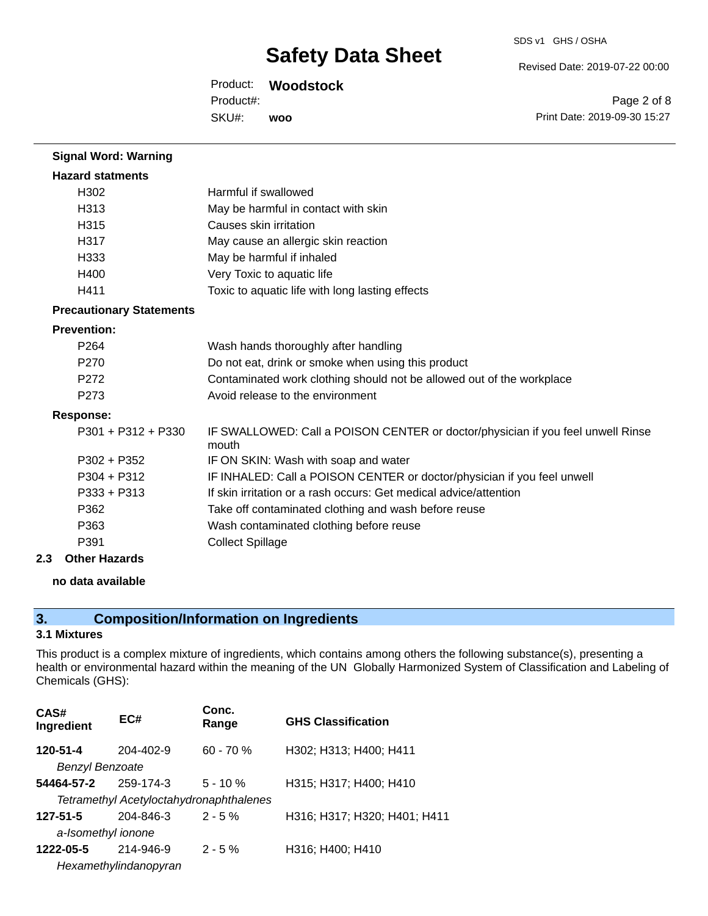**Signal Word: Warning**

**Hazard statments**

| | |
|---|---|
| H302 | Harmful if swallowed |
| H313 | May be harmful in contact with skin |
| H315 | Causes skin irritation |
| H317 | May cause an allergic skin reaction |
| H333 | May be harmful if inhaled |
| H400 | Very Toxic to aquatic life |
| H411 | Toxic to aquatic life with long lasting effects |

**Precautionary Statements**

**Prevention:**

| | |
|---|---|
| P264 | Wash hands thoroughly after handling |
| P270 | Do not eat, drink or smoke when using this product |
| P272 | Contaminated work clothing should not be allowed out of the workplace |
| P273 | Avoid release to the environment |

**Response:**

| | |
|---|---|
| P301 + P312 + P330 | IF SWALLOWED: Call a POISON CENTER or doctor/physician if you feel unwell Rinse mouth |
| P302 + P352 | IF ON SKIN: Wash with soap and water |
| P304 + P312 | IF INHALED: Call a POISON CENTER or doctor/physician if you feel unwell |
| P333 + P313 | If skin irritation or a rash occurs: Get medical advice/attention |
| P362 | Take off contaminated clothing and wash before reuse |
| P363 | Wash contaminated clothing before reuse |
| P391 | Collect Spillage |

### 2.3 Other Hazards

**no data available**

## 3. Composition/Information on Ingredients

### 3.1 Mixtures

This product is a complex mixture of ingredients, which contains among others the following substance(s), presenting a health or environmental hazard within the meaning of the UN Globally Harmonized System of Classification and Labeling of Chemicals (GHS):

| CAS# Ingredient | EC# | Conc. Range | GHS Classification |
|---|---|---|---|
| **120-51-4** | 204-402-9 | 60 - 70 % | H302; H313; H400; H411 |
| *Benzyl Benzoate* | | | |
| **54464-57-2** | 259-174-3 | 5 - 10 % | H315; H317; H400; H410 |
| *Tetramethyl Acetyloctahydronaphthalenes* | | | |
| **127-51-5** | 204-846-3 | 2 - 5 % | H316; H317; H320; H401; H411 |
| *a-Isomethyl ionone* | | | |
| **1222-05-5** | 214-946-9 | 2 - 5 % | H316; H400; H410 |
| *Hexamethylindanopyran* | | | |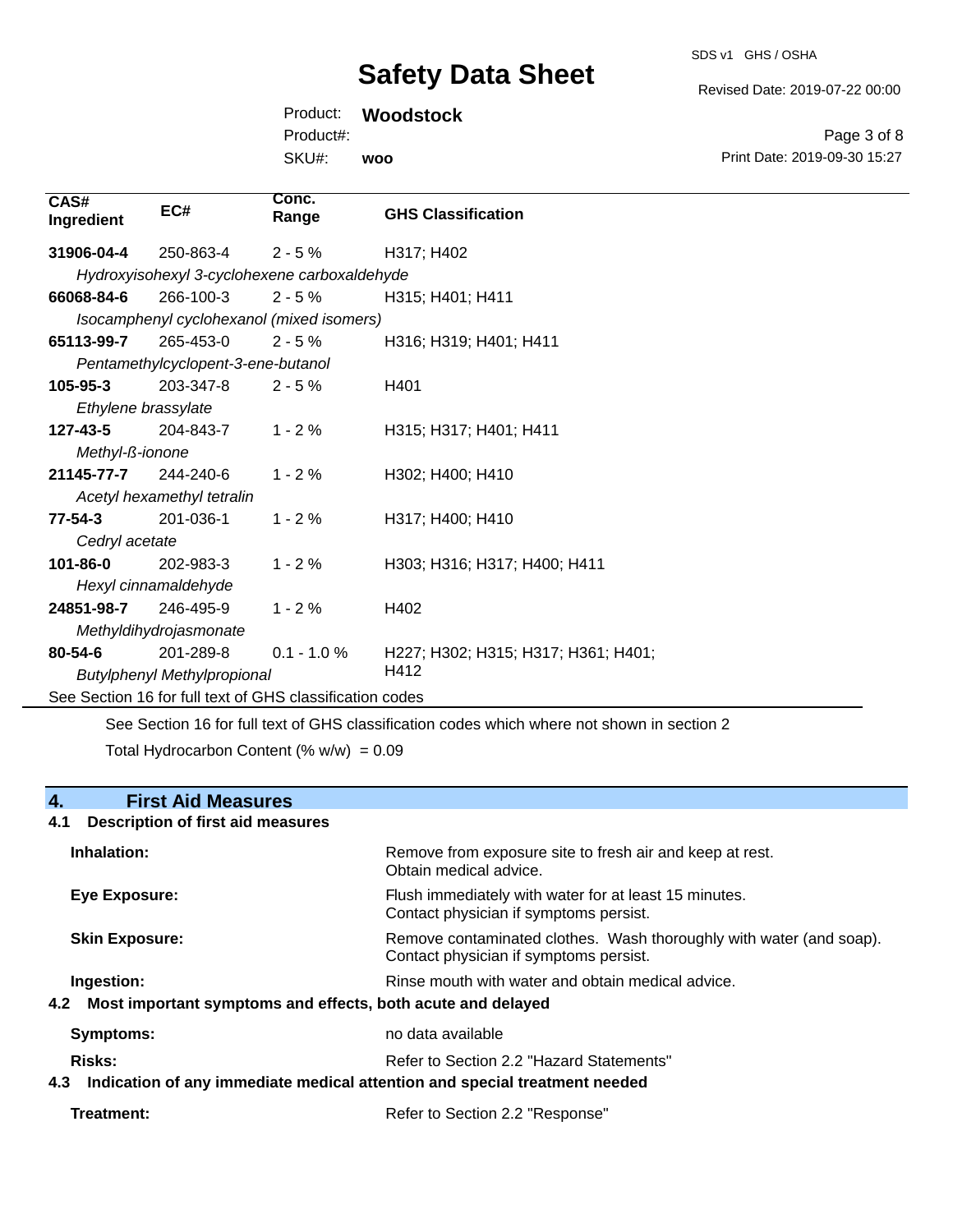| CAS# Ingredient | EC# | Conc. Range | GHS Classification |
|---|---|---|---|
| **31906-04-4** | 250-863-4 | 2 - 5 % | H317; H402 |
| *Hydroxyisohexyl 3-cyclohexene carboxaldehyde* | | | |
| **66068-84-6** | 266-100-3 | 2 - 5 % | H315; H401; H411 |
| *Isocamphenyl cyclohexanol (mixed isomers)* | | | |
| **65113-99-7** | 265-453-0 | 2 - 5 % | H316; H319; H401; H411 |
| *Pentamethylcyclopent-3-ene-butanol* | | | |
| **105-95-3** | 203-347-8 | 2 - 5 % | H401 |
| *Ethylene brassylate* | | | |
| **127-43-5** | 204-843-7 | 1 - 2 % | H315; H317; H401; H411 |
| *Methyl-ß-ionone* | | | |
| **21145-77-7** | 244-240-6 | 1 - 2 % | H302; H400; H410 |
| *Acetyl hexamethyl tetralin* | | | |
| **77-54-3** | 201-036-1 | 1 - 2 % | H317; H400; H410 |
| *Cedryl acetate* | | | |
| **101-86-0** | 202-983-3 | 1 - 2 % | H303; H316; H317; H400; H411 |
| *Hexyl cinnamaldehyde* | | | |
| **24851-98-7** | 246-495-9 | 1 - 2 % | H402 |
| *Methyldihydrojasmonate* | | | |
| **80-54-6** | 201-289-8 | 0.1 - 1.0 % | H227; H302; H315; H317; H361; H401; H412 |
| *Butylphenyl Methylpropional* | | | |

See Section 16 for full text of GHS classification codes

See Section 16 for full text of GHS classification codes which where not shown in section 2

Total Hydrocarbon Content (% w/w) = 0.09

## 4. First Aid Measures

### 4.1 Description of first aid measures

**Inhalation:** Remove from exposure site to fresh air and keep at rest. Obtain medical advice.

**Eye Exposure:** Flush immediately with water for at least 15 minutes. Contact physician if symptoms persist.

**Skin Exposure:** Remove contaminated clothes. Wash thoroughly with water (and soap). Contact physician if symptoms persist.

**Ingestion:** Rinse mouth with water and obtain medical advice.

### 4.2 Most important symptoms and effects, both acute and delayed

**Symptoms:** no data available

**Risks:** Refer to Section 2.2 "Hazard Statements"

### 4.3 Indication of any immediate medical attention and special treatment needed

**Treatment:** Refer to Section 2.2 "Response"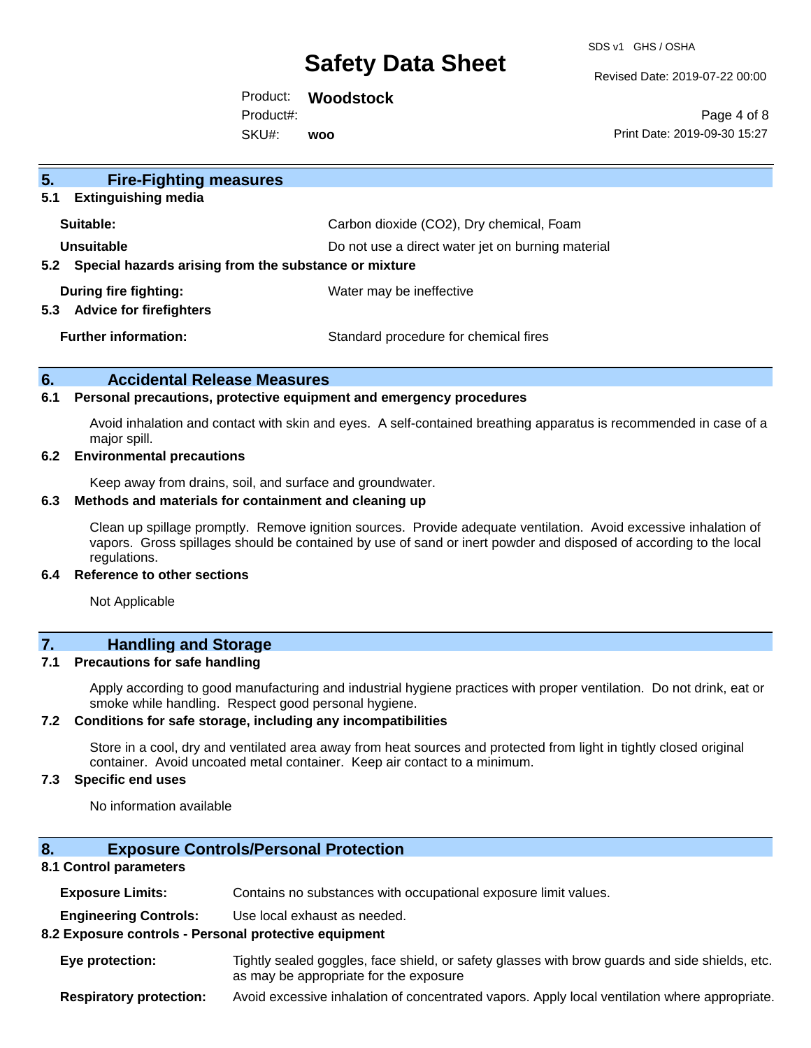## 5. Fire-Fighting measures

### 5.1 Extinguishing media

| | |
|---|---|
| **Suitable:** | Carbon dioxide ($CO_2$), Dry chemical, Foam |
| **Unsuitable** | Do not use a direct water jet on burning material |

### 5.2 Special hazards arising from the substance or mixture

| | |
|---|---|
| **During fire fighting:** | Water may be ineffective |

### 5.3 Advice for firefighters

| | |
|---|---|
| **Further information:** | Standard procedure for chemical fires |

## 6. Accidental Release Measures

### 6.1 Personal precautions, protective equipment and emergency procedures

Avoid inhalation and contact with skin and eyes. A self-contained breathing apparatus is recommended in case of a major spill.

### 6.2 Environmental precautions

Keep away from drains, soil, and surface and groundwater.

### 6.3 Methods and materials for containment and cleaning up

Clean up spillage promptly. Remove ignition sources. Provide adequate ventilation. Avoid excessive inhalation of vapors. Gross spillages should be contained by use of sand or inert powder and disposed of according to the local regulations.

### 6.4 Reference to other sections

Not Applicable

## 7. Handling and Storage

### 7.1 Precautions for safe handling

Apply according to good manufacturing and industrial hygiene practices with proper ventilation. Do not drink, eat or smoke while handling. Respect good personal hygiene.

### 7.2 Conditions for safe storage, including any incompatibilities

Store in a cool, dry and ventilated area away from heat sources and protected from light in tightly closed original container. Avoid uncoated metal container. Keep air contact to a minimum.

### 7.3 Specific end uses

No information available

## 8. Exposure Controls/Personal Protection

### 8.1 Control parameters

| | |
|---|---|
| **Exposure Limits:** | Contains no substances with occupational exposure limit values. |
| **Engineering Controls:** | Use local exhaust as needed. |

### 8.2 Exposure controls - Personal protective equipment

| | |
|---|---|
| **Eye protection:** | Tightly sealed goggles, face shield, or safety glasses with brow guards and side shields, etc. as may be appropriate for the exposure |
| **Respiratory protection:** | Avoid excessive inhalation of concentrated vapors. Apply local ventilation where appropriate. |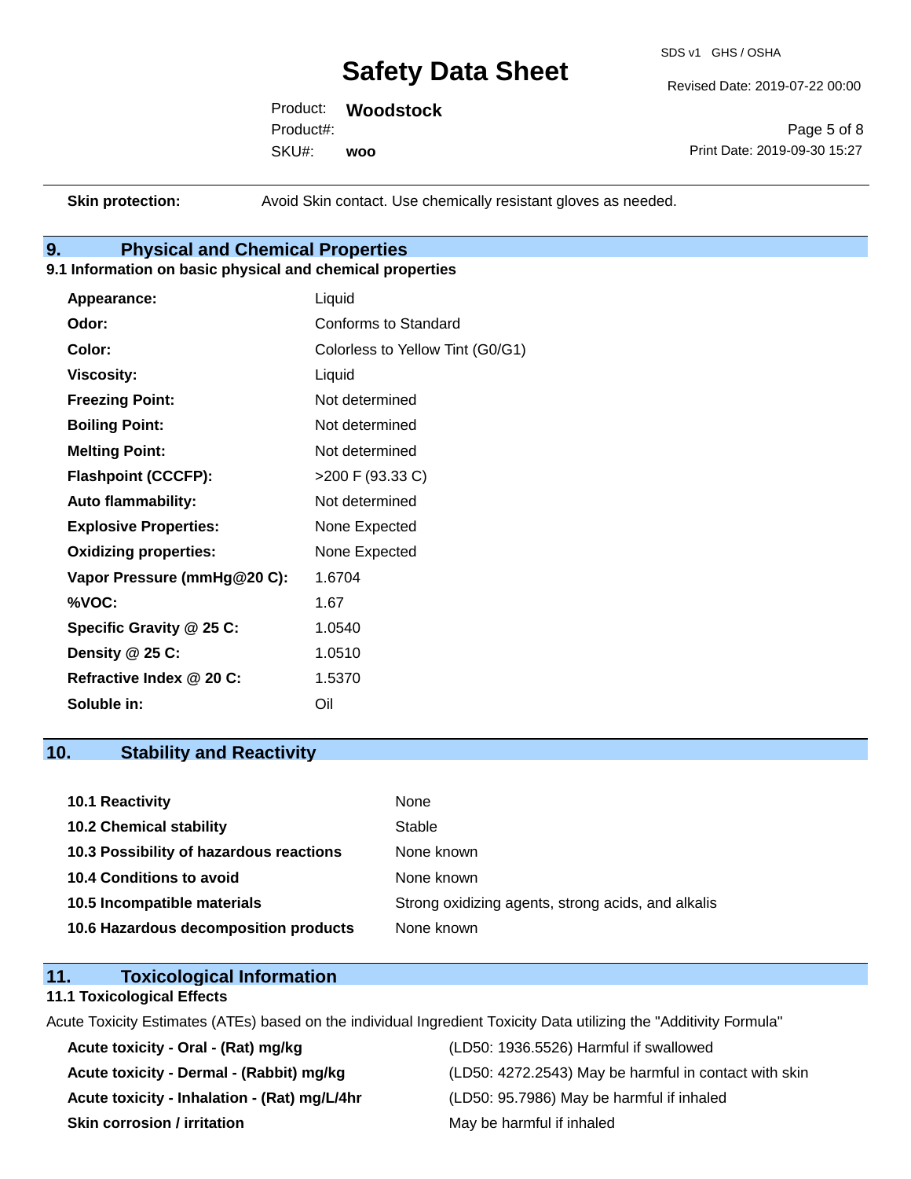**Skin protection:** Avoid Skin contact. Use chemically resistant gloves as needed.

## 9. Physical and Chemical Properties

### 9.1 Information on basic physical and chemical properties

| | |
|---|---|
| **Appearance:** | Liquid |
| **Odor:** | Conforms to Standard |
| **Color:** | Colorless to Yellow Tint (G0/G1) |
| **Viscosity:** | Liquid |
| **Freezing Point:** | Not determined |
| **Boiling Point:** | Not determined |
| **Melting Point:** | Not determined |
| **Flashpoint (CCCFP):** | >200 F (93.33 C) |
| **Auto flammability:** | Not determined |
| **Explosive Properties:** | None Expected |
| **Oxidizing properties:** | None Expected |
| **Vapor Pressure (mmHg@20 C):** | 1.6704 |
| **%VOC:** | 1.67 |
| **Specific Gravity @ 25 C:** | 1.0540 |
| **Density @ 25 C:** | 1.0510 |
| **Refractive Index @ 20 C:** | 1.5370 |
| **Soluble in:** | Oil |

## 10. Stability and Reactivity

| | |
|---|---|
| **10.1 Reactivity** | None |
| **10.2 Chemical stability** | Stable |
| **10.3 Possibility of hazardous reactions** | None known |
| **10.4 Conditions to avoid** | None known |
| **10.5 Incompatible materials** | Strong oxidizing agents, strong acids, and alkalis |
| **10.6 Hazardous decomposition products** | None known |

## 11. Toxicological Information

### 11.1 Toxicological Effects

Acute Toxicity Estimates (ATEs) based on the individual Ingredient Toxicity Data utilizing the "Additivity Formula"

| | |
|---|---|
| **Acute toxicity - Oral - (Rat) mg/kg** | (LD50: 1936.5526) Harmful if swallowed |
| **Acute toxicity - Dermal - (Rabbit) mg/kg** | (LD50: 4272.2543) May be harmful in contact with skin |
| **Acute toxicity - Inhalation - (Rat) mg/L/4hr** | (LD50: 95.7986) May be harmful if inhaled |
| **Skin corrosion / irritation** | May be harmful if inhaled |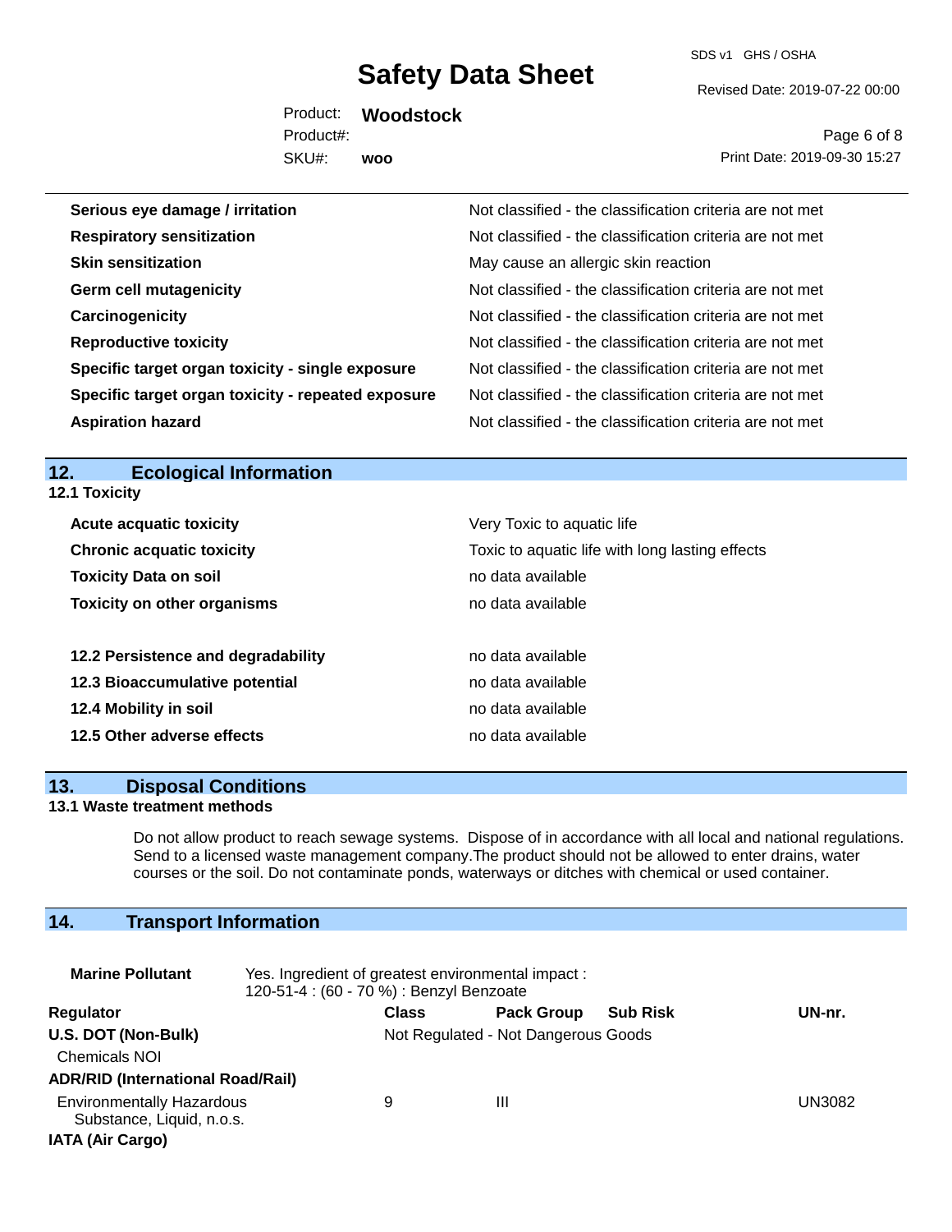| | |
|---|---|
| **Serious eye damage / irritation** | Not classified - the classification criteria are not met |
| **Respiratory sensitization** | Not classified - the classification criteria are not met |
| **Skin sensitization** | May cause an allergic skin reaction |
| **Germ cell mutagenicity** | Not classified - the classification criteria are not met |
| **Carcinogenicity** | Not classified - the classification criteria are not met |
| **Reproductive toxicity** | Not classified - the classification criteria are not met |
| **Specific target organ toxicity - single exposure** | Not classified - the classification criteria are not met |
| **Specific target organ toxicity - repeated exposure** | Not classified - the classification criteria are not met |
| **Aspiration hazard** | Not classified - the classification criteria are not met |

## 12. Ecological Information

### 12.1 Toxicity

| | |
|---|---|
| **Acute acquatic toxicity** | Very Toxic to aquatic life |
| **Chronic acquatic toxicity** | Toxic to aquatic life with long lasting effects |
| **Toxicity Data on soil** | no data available |
| **Toxicity on other organisms** | no data available |
| **12.2 Persistence and degradability** | no data available |
| **12.3 Bioaccumulative potential** | no data available |
| **12.4 Mobility in soil** | no data available |
| **12.5 Other adverse effects** | no data available |

## 13. Disposal Conditions

### 13.1 Waste treatment methods

Do not allow product to reach sewage systems. Dispose of in accordance with all local and national regulations. Send to a licensed waste management company.The product should not be allowed to enter drains, water courses or the soil. Do not contaminate ponds, waterways or ditches with chemical or used container.

## 14. Transport Information

**Marine Pollutant** Yes. Ingredient of greatest environmental impact : 120-51-4 : (60 - 70 %) : Benzyl Benzoate

| Regulator | Class | Pack Group | Sub Risk | UN-nr. |
|---|---|---|---|---|
| **U.S. DOT (Non-Bulk)** | Not Regulated - Not Dangerous Goods | | | |
| Chemicals NOI | | | | |
| **ADR/RID (International Road/Rail)** | | | | |
| Environmentally Hazardous Substance, Liquid, n.o.s. | 9 | III | | UN3082 |
| **IATA (Air Cargo)** | | | | |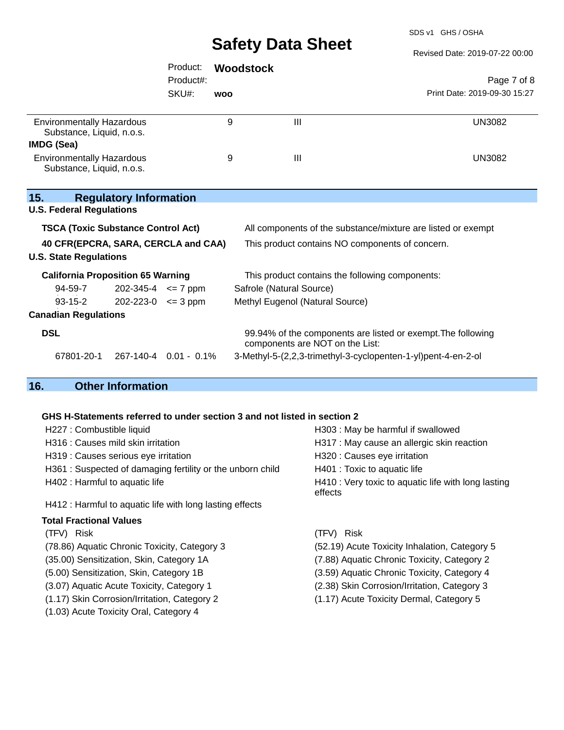| | | | |
|---|---|---|---|
| Environmentally Hazardous Substance, Liquid, n.o.s. | 9 | III | UN3082 |
| **IMDG (Sea)** | | | |
| Environmentally Hazardous Substance, Liquid, n.o.s. | 9 | III | UN3082 |

## 15. Regulatory Information

**U.S. Federal Regulations**

| | |
|---|---|
| **TSCA (Toxic Substance Control Act)** | All components of the substance/mixture are listed or exempt |
| **40 CFR(EPCRA, SARA, CERCLA and CAA)** | This product contains NO components of concern. |

**U.S. State Regulations**

**California Proposition 65 Warning** — This product contains the following components:

| | | | |
|---|---|---|---|
| 94-59-7 | 202-345-4 | <= 7 ppm | Safrole (Natural Source) |
| 93-15-2 | 202-223-0 | <= 3 ppm | Methyl Eugenol (Natural Source) |

**Canadian Regulations**

**DSL** — 99.94% of the components are listed or exempt.The following components are NOT on the List:

| | | | |
|---|---|---|---|
| 67801-20-1 | 267-140-4 | 0.01 - 0.1% | 3-Methyl-5-(2,2,3-trimethyl-3-cyclopenten-1-yl)pent-4-en-2-ol |

## 16. Other Information

**GHS H-Statements referred to under section 3 and not listed in section 2**

H227 : Combustible liquid
H303 : May be harmful if swallowed
H316 : Causes mild skin irritation
H317 : May cause an allergic skin reaction
H319 : Causes serious eye irritation
H320 : Causes eye irritation
H361 : Suspected of damaging fertility or the unborn child
H401 : Toxic to aquatic life
H402 : Harmful to aquatic life
H410 : Very toxic to aquatic life with long lasting effects
H412 : Harmful to aquatic life with long lasting effects

**Total Fractional Values**

(TFV) Risk
(78.86) Aquatic Chronic Toxicity, Category 3
(52.19) Acute Toxicity Inhalation, Category 5
(35.00) Sensitization, Skin, Category 1A
(7.88) Aquatic Chronic Toxicity, Category 2
(5.00) Sensitization, Skin, Category 1B
(3.59) Aquatic Chronic Toxicity, Category 4
(3.07) Aquatic Acute Toxicity, Category 1
(2.38) Skin Corrosion/Irritation, Category 3
(1.17) Skin Corrosion/Irritation, Category 2
(1.17) Acute Toxicity Dermal, Category 5
(1.03) Acute Toxicity Oral, Category 4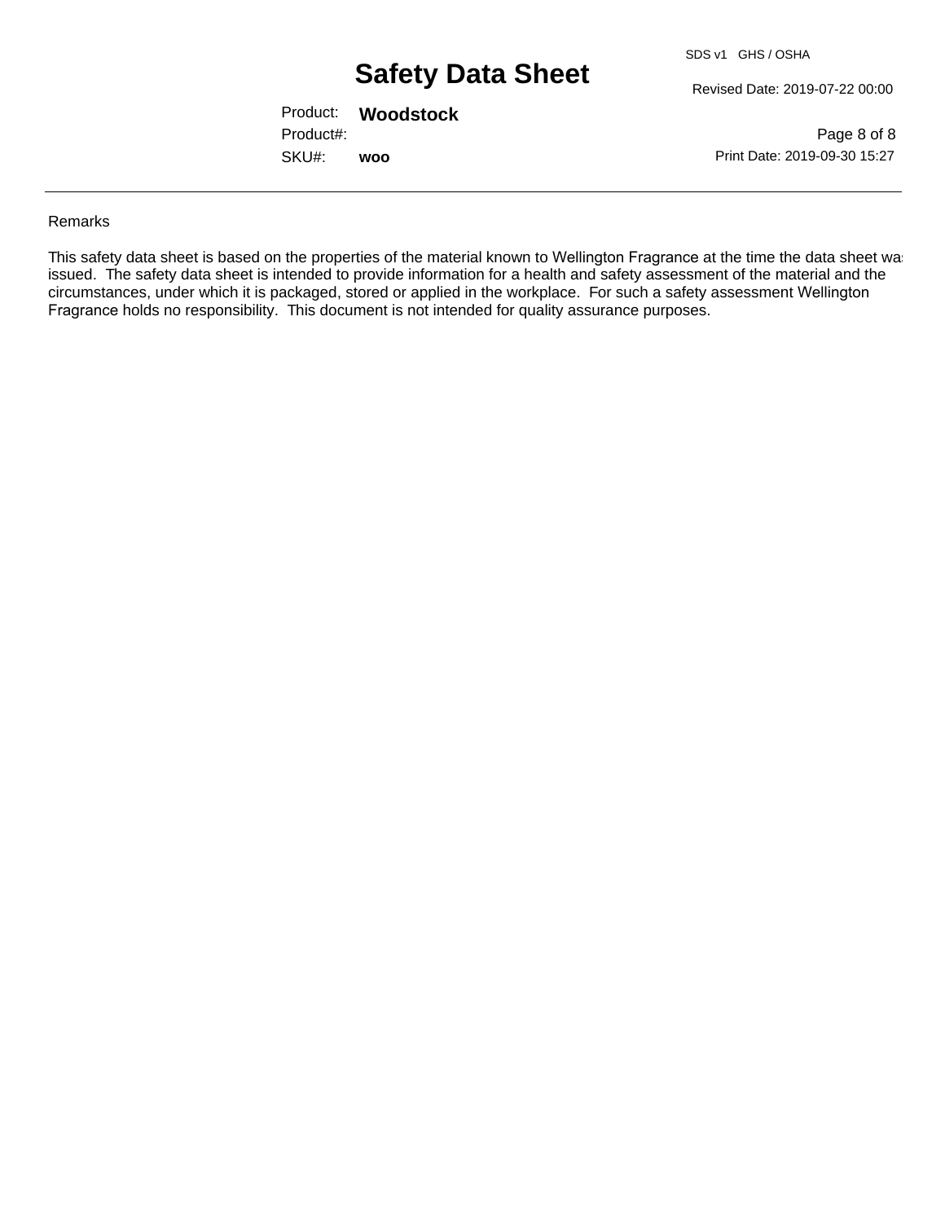## Remarks

This safety data sheet is based on the properties of the material known to Wellington Fragrance at the time the data sheet was issued. The safety data sheet is intended to provide information for a health and safety assessment of the material and the circumstances, under which it is packaged, stored or applied in the workplace. For such a safety assessment Wellington Fragrance holds no responsibility. This document is not intended for quality assurance purposes.